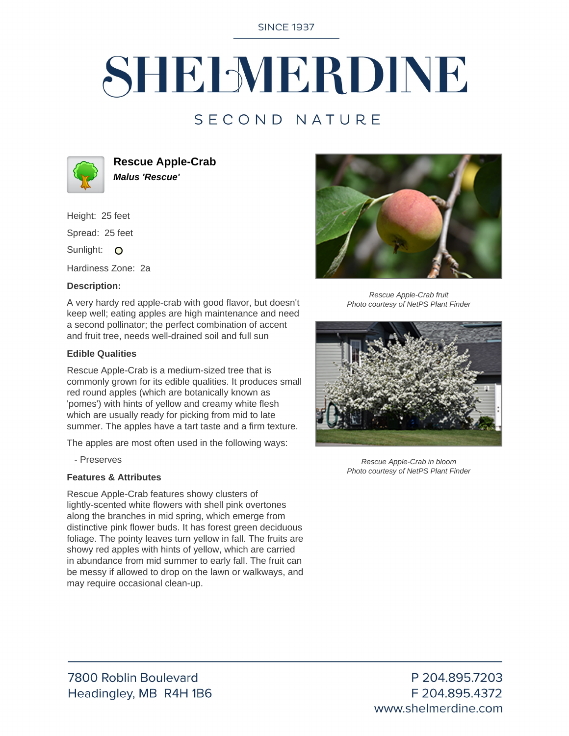SINCE 1937

# SHELMERDINE

SECOND NATURE

## Rescue Apple-Crab

***Malus 'Rescue'***

Height: 25 feet

Spread: 25 feet

Sunlight: O

Hardiness Zone: 2a

**Description:**

A very hardy red apple-crab with good flavor, but doesn't keep well; eating apples are high maintenance and need a second pollinator; the perfect combination of accent and fruit tree, needs well-drained soil and full sun

**Edible Qualities**

Rescue Apple-Crab is a medium-sized tree that is commonly grown for its edible qualities. It produces small red round apples (which are botanically known as 'pomes') with hints of yellow and creamy white flesh which are usually ready for picking from mid to late summer. The apples have a tart taste and a firm texture.

The apples are most often used in the following ways:

- Preserves

**Features & Attributes**

Rescue Apple-Crab features showy clusters of lightly-scented white flowers with shell pink overtones along the branches in mid spring, which emerge from distinctive pink flower buds. It has forest green deciduous foliage. The pointy leaves turn yellow in fall. The fruits are showy red apples with hints of yellow, which are carried in abundance from mid summer to early fall. The fruit can be messy if allowed to drop on the lawn or walkways, and may require occasional clean-up.

*Rescue Apple-Crab fruit*
*Photo courtesy of NetPS Plant Finder*

*Rescue Apple-Crab in bloom*
*Photo courtesy of NetPS Plant Finder*

7800 Roblin Boulevard
Headingley, MB R4H 1B6

P 204.895.7203
F 204.895.4372
www.shelmerdine.com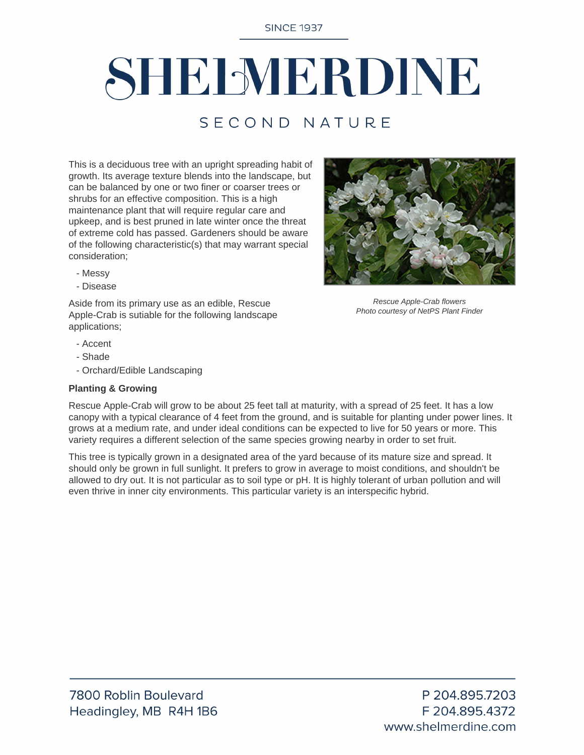This is a deciduous tree with an upright spreading habit of growth. Its average texture blends into the landscape, but can be balanced by one or two finer or coarser trees or shrubs for an effective composition. This is a high maintenance plant that will require regular care and upkeep, and is best pruned in late winter once the threat of extreme cold has passed. Gardeners should be aware of the following characteristic(s) that may warrant special consideration;

- Messy
- Disease

Aside from its primary use as an edible, Rescue Apple-Crab is sutiable for the following landscape applications;

- Accent
- Shade
- Orchard/Edible Landscaping

*Rescue Apple-Crab flowers*
*Photo courtesy of NetPS Plant Finder*

**Planting & Growing**

Rescue Apple-Crab will grow to be about 25 feet tall at maturity, with a spread of 25 feet. It has a low canopy with a typical clearance of 4 feet from the ground, and is suitable for planting under power lines. It grows at a medium rate, and under ideal conditions can be expected to live for 50 years or more. This variety requires a different selection of the same species growing nearby in order to set fruit.

This tree is typically grown in a designated area of the yard because of its mature size and spread. It should only be grown in full sunlight. It prefers to grow in average to moist conditions, and shouldn't be allowed to dry out. It is not particular as to soil type or pH. It is highly tolerant of urban pollution and will even thrive in inner city environments. This particular variety is an interspecific hybrid.